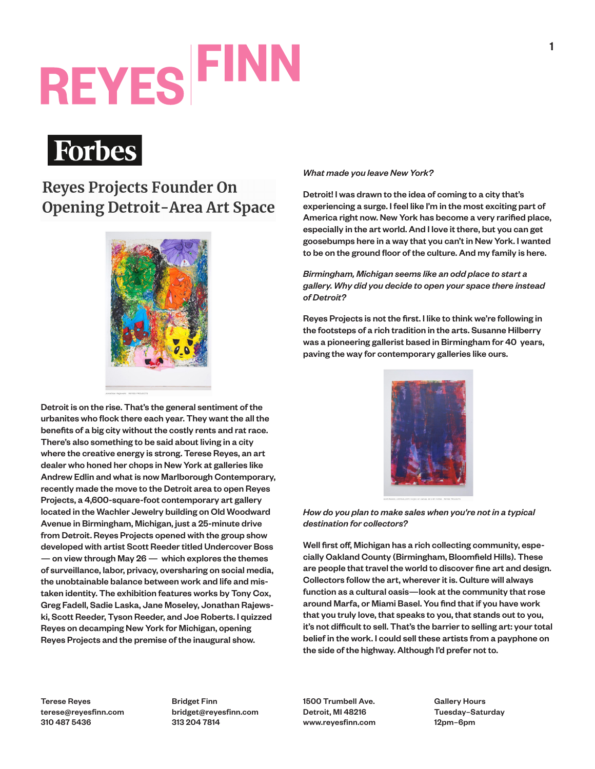# REYES FINN

Forbes

## Reyes Projects Founder On Opening Detroit-Area Art Space

Detroit is on the rise. That's the general sentiment of the urbanites who flock there each year. They want the all the benefits of a big city without the costly rents and rat race. There's also something to be said about living in a city where the creative energy is strong. Terese Reyes, an art dealer who honed her chops in New York at galleries like Andrew Edlin and what is now Marlborough Contemporary, recently made the move to the Detroit area to open Reyes Projects, a 4,600-square-foot contemporary art gallery located in the Wachler Jewelry building on Old Woodward Avenue in Birmingham, Michigan, just a 25-minute drive from Detroit. Reyes Projects opened with the group show developed with artist Scott Reeder titled Undercover Boss — on view through May 26 — which explores the themes of surveillance, labor, privacy, oversharing on social media, the unobtainable balance between work and life and mistaken identity. The exhibition features works by Tony Cox, Greg Fadell, Sadie Laska, Jane Moseley, Jonathan Rajewski, Scott Reeder, Tyson Reeder, and Joe Roberts. I quizzed Reyes on decamping New York for Michigan, opening Reyes Projects and the premise of the inaugural show.

*What made you leave New York?*

Detroit! I was drawn to the idea of coming to a city that's experiencing a surge. I feel like I'm in the most exciting part of America right now. New York has become a very rarified place, especially in the art world. And I love it there, but you can get goosebumps here in a way that you can't in New York. I wanted to be on the ground floor of the culture. And my family is here.

*Birmingham, Michigan seems like an odd place to start a gallery. Why did you decide to open your space there instead of Detroit?*

Reyes Projects is not the first. I like to think we're following in the footsteps of a rich tradition in the arts. Susanne Hilberry was a pioneering gallerist based in Birmingham for 40 years, paving the way for contemporary galleries like ours.

*How do you plan to make sales when you're not in a typical destination for collectors?*

Well first off, Michigan has a rich collecting community, especially Oakland County (Birmingham, Bloomfield Hills). These are people that travel the world to discover fine art and design. Collectors follow the art, wherever it is. Culture will always function as a cultural oasis—look at the community that rose around Marfa, or Miami Basel. You find that if you have work that you truly love, that speaks to you, that stands out to you, it's not difficult to sell. That's the barrier to selling art: your total belief in the work. I could sell these artists from a payphone on the side of the highway. Although I'd prefer not to.

Terese Reyes
terese@reyesfinn.com
310 487 5436

Bridget Finn
bridget@reyesfinn.com
313 204 7814

1500 Trumbell Ave.
Detroit, MI 48216
www.reyesfinn.com

Gallery Hours
Tuesday–Saturday
12pm–6pm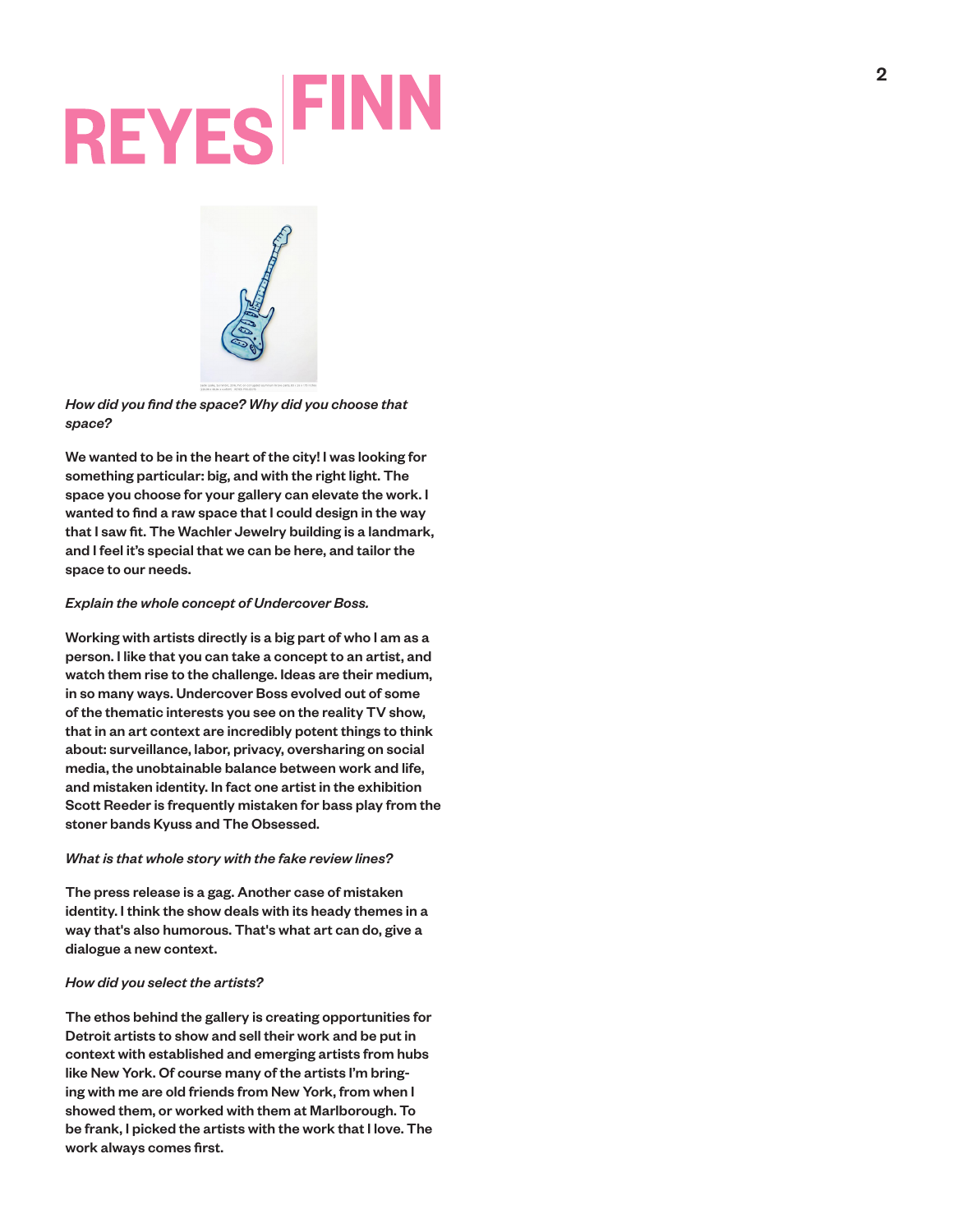*How did you find the space? Why did you choose that space?*

We wanted to be in the heart of the city! I was looking for something particular: big, and with the right light. The space you choose for your gallery can elevate the work. I wanted to find a raw space that I could design in the way that I saw fit. The Wachler Jewelry building is a landmark, and I feel it's special that we can be here, and tailor the space to our needs.

*Explain the whole concept of Undercover Boss.*

Working with artists directly is a big part of who I am as a person. I like that you can take a concept to an artist, and watch them rise to the challenge. Ideas are their medium, in so many ways. Undercover Boss evolved out of some of the thematic interests you see on the reality TV show, that in an art context are incredibly potent things to think about: surveillance, labor, privacy, oversharing on social media, the unobtainable balance between work and life, and mistaken identity. In fact one artist in the exhibition Scott Reeder is frequently mistaken for bass play from the stoner bands Kyuss and The Obsessed.

*What is that whole story with the fake review lines?*

The press release is a gag. Another case of mistaken identity. I think the show deals with its heady themes in a way that's also humorous. That's what art can do, give a dialogue a new context.

*How did you select the artists?*

The ethos behind the gallery is creating opportunities for Detroit artists to show and sell their work and be put in context with established and emerging artists from hubs like New York. Of course many of the artists I'm bringing with me are old friends from New York, from when I showed them, or worked with them at Marlborough. To be frank, I picked the artists with the work that I love. The work always comes first.